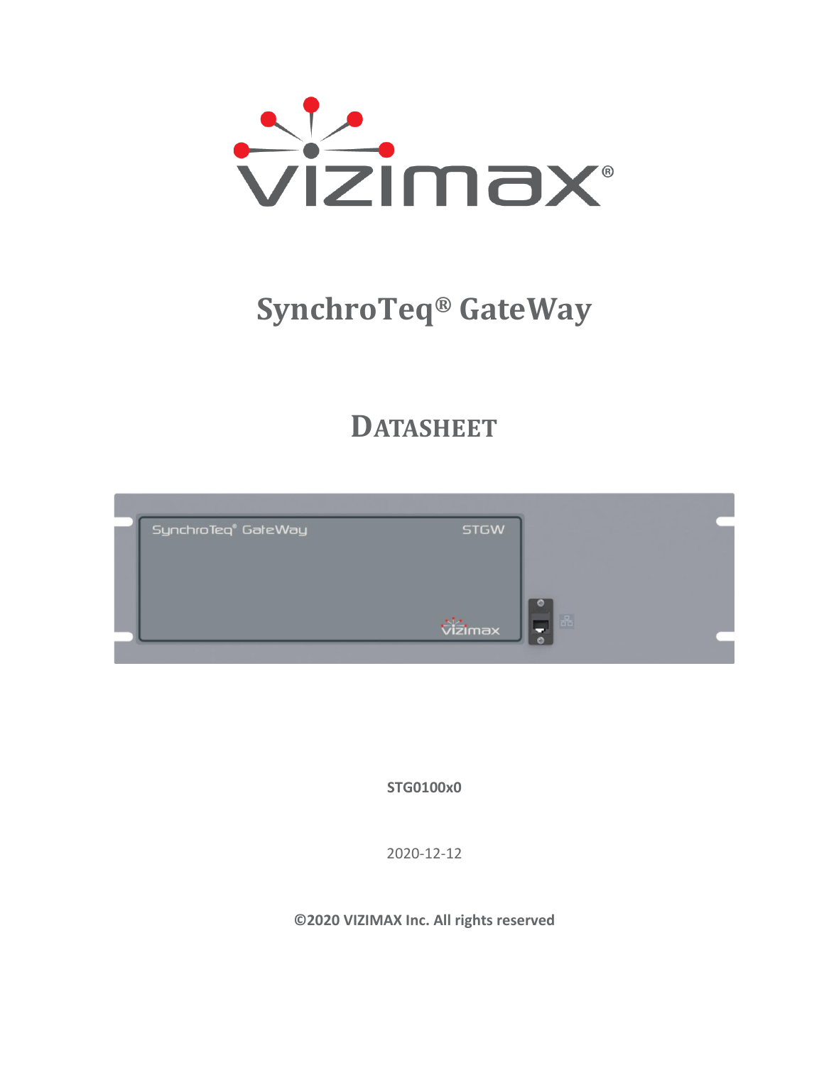# SynchroTeq® GateWay

## Datasheet

**STG0100x0**

2020-12-12

**©2020 VIZIMAX Inc. All rights reserved**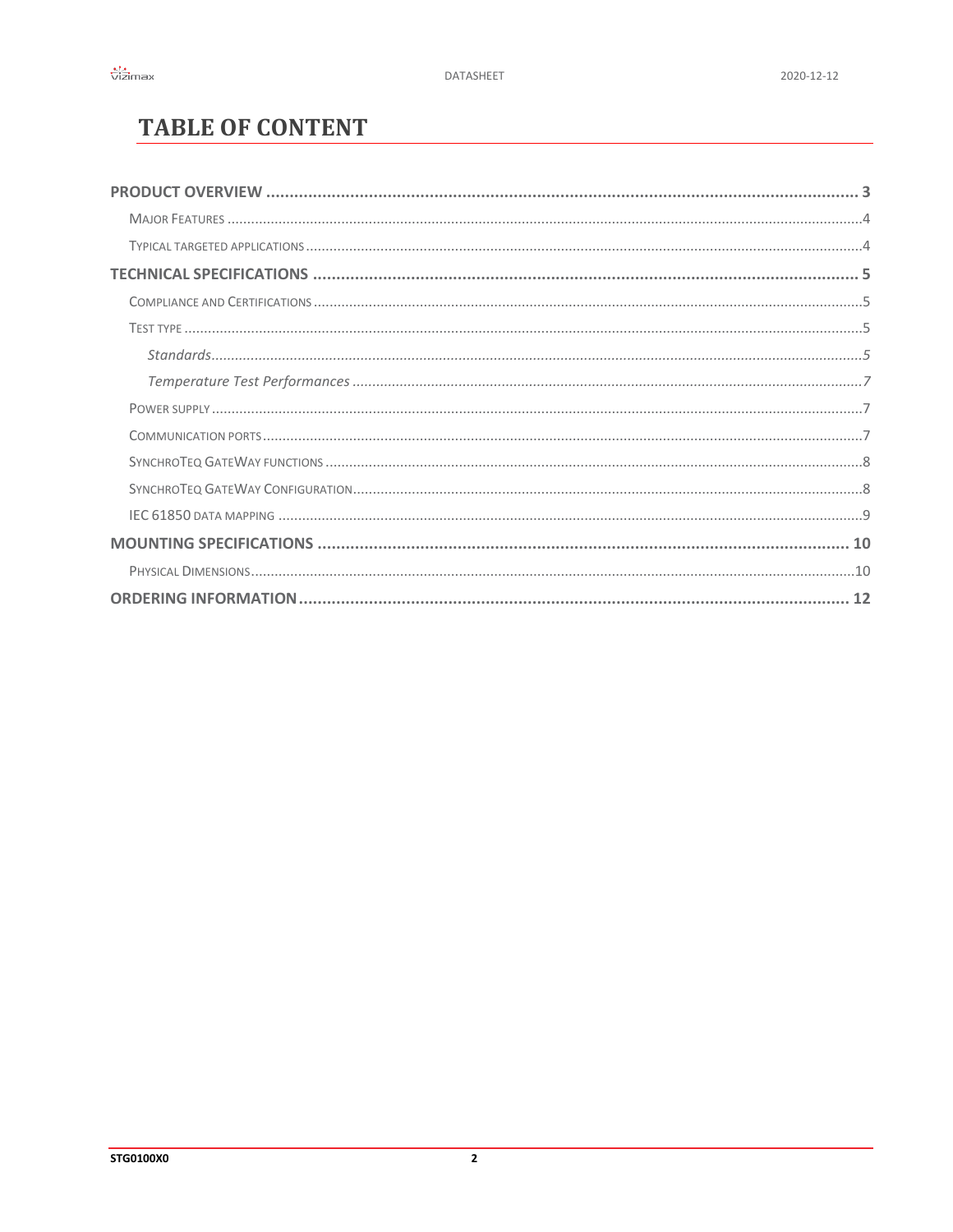# TABLE OF CONTENT

**PRODUCT OVERVIEW** .......... **3**

- Major Features .......... 4
- Typical targeted applications .......... 4

**TECHNICAL SPECIFICATIONS** .......... **5**

- Compliance and Certifications .......... 5
- Test type .......... 5
  - *Standards* .......... *5*
  - *Temperature Test Performances* .......... *7*
- Power supply .......... 7
- Communication ports .......... 7
- SynchroTeq GateWay functions .......... 8
- SynchroTeq GateWay Configuration .......... 8
- IEC 61850 data mapping .......... 9

**MOUNTING SPECIFICATIONS** .......... **10**

- Physical Dimensions .......... 10

**ORDERING INFORMATION** .......... **12**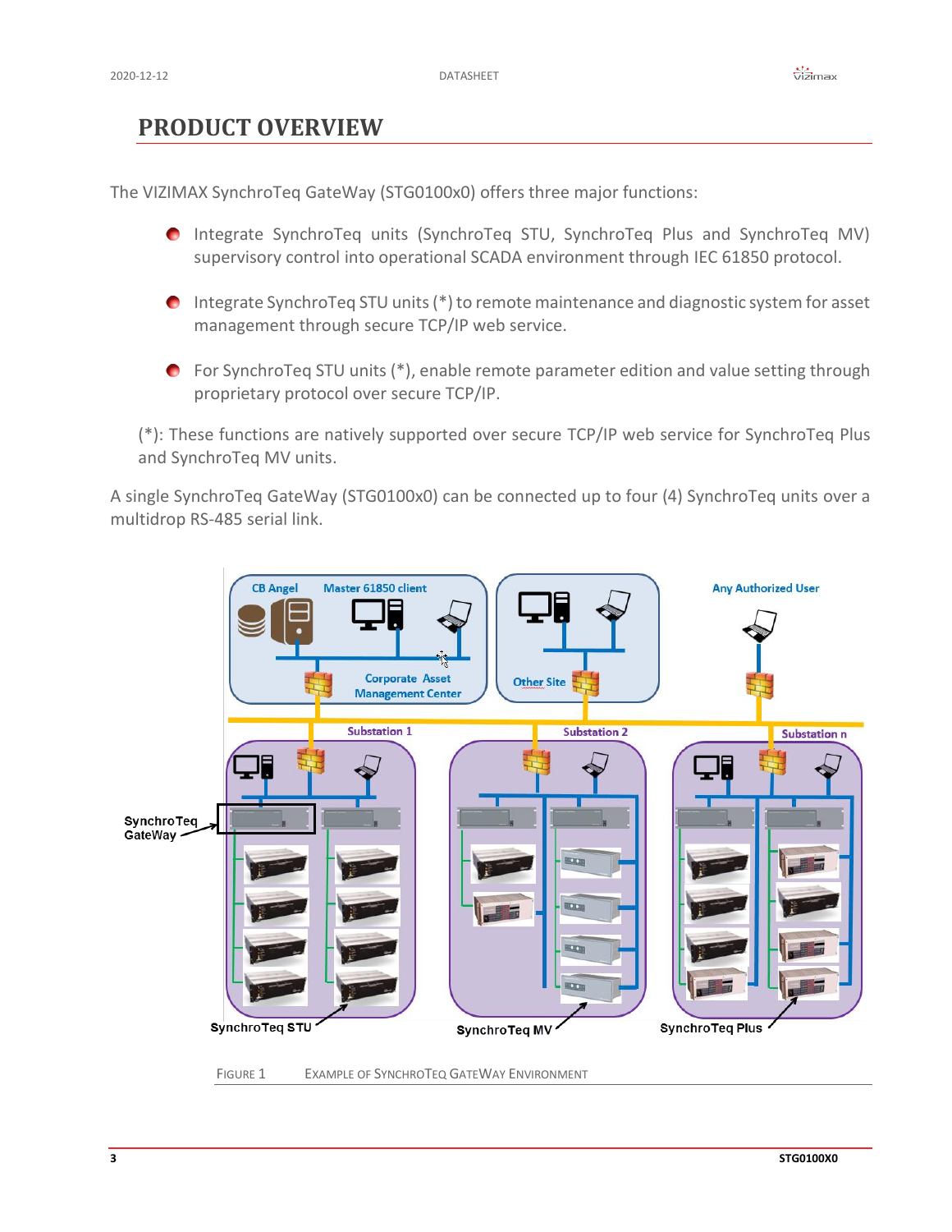# PRODUCT OVERVIEW

The VIZIMAX SynchroTeq GateWay (STG0100x0) offers three major functions:

- Integrate SynchroTeq units (SynchroTeq STU, SynchroTeq Plus and SynchroTeq MV) supervisory control into operational SCADA environment through IEC 61850 protocol.
- Integrate SynchroTeq STU units (*) to remote maintenance and diagnostic system for asset management through secure TCP/IP web service.
- For SynchroTeq STU units (*), enable remote parameter edition and value setting through proprietary protocol over secure TCP/IP.

(*): These functions are natively supported over secure TCP/IP web service for SynchroTeq Plus and SynchroTeq MV units.

A single SynchroTeq GateWay (STG0100x0) can be connected up to four (4) SynchroTeq units over a multidrop RS-485 serial link.

FIGURE 1 EXAMPLE OF SYNCHROTEQ GATEWAY ENVIRONMENT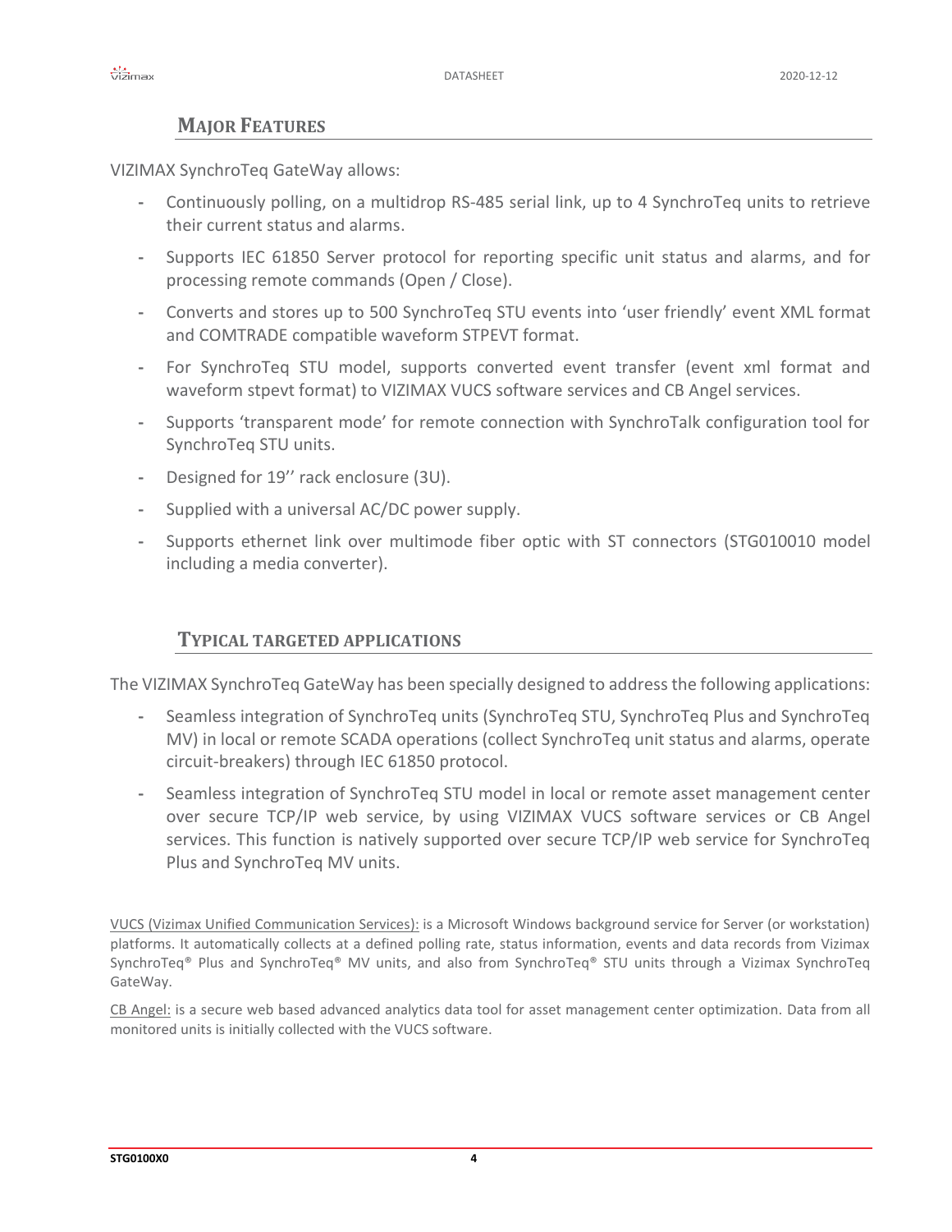## MAJOR FEATURES

VIZIMAX SynchroTeq GateWay allows:

- Continuously polling, on a multidrop RS-485 serial link, up to 4 SynchroTeq units to retrieve their current status and alarms.
- Supports IEC 61850 Server protocol for reporting specific unit status and alarms, and for processing remote commands (Open / Close).
- Converts and stores up to 500 SynchroTeq STU events into 'user friendly' event XML format and COMTRADE compatible waveform STPEVT format.
- For SynchroTeq STU model, supports converted event transfer (event xml format and waveform stpevt format) to VIZIMAX VUCS software services and CB Angel services.
- Supports 'transparent mode' for remote connection with SynchroTalk configuration tool for SynchroTeq STU units.
- Designed for 19'' rack enclosure (3U).
- Supplied with a universal AC/DC power supply.
- Supports ethernet link over multimode fiber optic with ST connectors (STG010010 model including a media converter).

## TYPICAL TARGETED APPLICATIONS

The VIZIMAX SynchroTeq GateWay has been specially designed to address the following applications:

- Seamless integration of SynchroTeq units (SynchroTeq STU, SynchroTeq Plus and SynchroTeq MV) in local or remote SCADA operations (collect SynchroTeq unit status and alarms, operate circuit-breakers) through IEC 61850 protocol.
- Seamless integration of SynchroTeq STU model in local or remote asset management center over secure TCP/IP web service, by using VIZIMAX VUCS software services or CB Angel services. This function is natively supported over secure TCP/IP web service for SynchroTeq Plus and SynchroTeq MV units.

<u>VUCS (Vizimax Unified Communication Services):</u> is a Microsoft Windows background service for Server (or workstation) platforms. It automatically collects at a defined polling rate, status information, events and data records from Vizimax SynchroTeq® Plus and SynchroTeq® MV units, and also from SynchroTeq® STU units through a Vizimax SynchroTeq GateWay.

<u>CB Angel:</u> is a secure web based advanced analytics data tool for asset management center optimization. Data from all monitored units is initially collected with the VUCS software.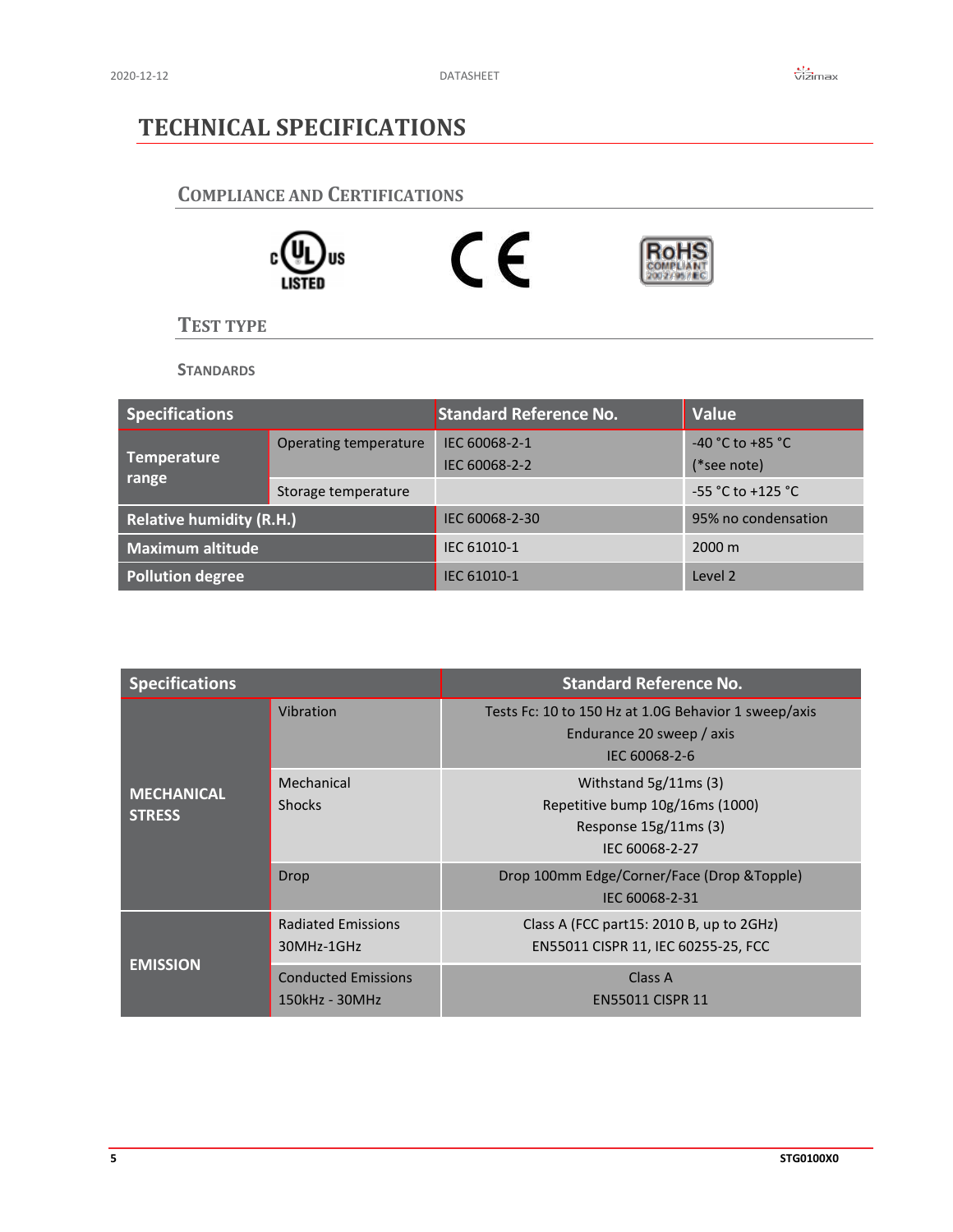# TECHNICAL SPECIFICATIONS

## COMPLIANCE AND CERTIFICATIONS

## TEST TYPE

### STANDARDS

| Specifications | | Standard Reference No. | Value |
|---|---|---|---|
| Temperature range | Operating temperature | IEC 60068-2-1<br>IEC 60068-2-2 | -40 °C to +85 °C<br>(*see note) |
| | Storage temperature | | -55 °C to +125 °C |
| Relative humidity (R.H.) | | IEC 60068-2-30 | 95% no condensation |
| Maximum altitude | | IEC 61010-1 | 2000 m |
| Pollution degree | | IEC 61010-1 | Level 2 |

| Specifications | | Standard Reference No. |
|---|---|---|
| MECHANICAL STRESS | Vibration | Tests Fc: 10 to 150 Hz at 1.0G Behavior 1 sweep/axis<br>Endurance 20 sweep / axis<br>IEC 60068-2-6 |
| | Mechanical Shocks | Withstand 5g/11ms (3)<br>Repetitive bump 10g/16ms (1000)<br>Response 15g/11ms (3)<br>IEC 60068-2-27 |
| | Drop | Drop 100mm Edge/Corner/Face (Drop &Topple)<br>IEC 60068-2-31 |
| EMISSION | Radiated Emissions 30MHz-1GHz | Class A (FCC part15: 2010 B, up to 2GHz)<br>EN55011 CISPR 11, IEC 60255-25, FCC |
| | Conducted Emissions 150kHz - 30MHz | Class A<br>EN55011 CISPR 11 |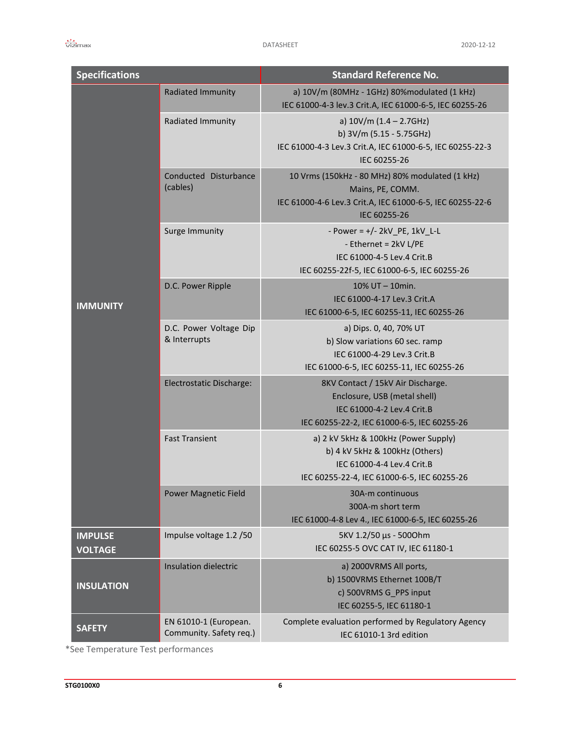| Specifications | | Standard Reference No. |
|---|---|---|
| IMMUNITY | Radiated Immunity | a) 10V/m (80MHz - 1GHz) 80%modulated (1 kHz)<br>IEC 61000-4-3 lev.3 Crit.A, IEC 61000-6-5, IEC 60255-26 |
| | Radiated Immunity | a) 10V/m (1.4 – 2.7GHz)<br>b) 3V/m (5.15 - 5.75GHz)<br>IEC 61000-4-3 Lev.3 Crit.A, IEC 61000-6-5, IEC 60255-22-3<br>IEC 60255-26 |
| | Conducted Disturbance (cables) | 10 Vrms (150kHz - 80 MHz) 80% modulated (1 kHz)<br>Mains, PE, COMM.<br>IEC 61000-4-6 Lev.3 Crit.A, IEC 61000-6-5, IEC 60255-22-6<br>IEC 60255-26 |
| | Surge Immunity | - Power = +/- 2kV_PE, 1kV_L-L<br>- Ethernet = 2kV L/PE<br>IEC 61000-4-5 Lev.4 Crit.B<br>IEC 60255-22f-5, IEC 61000-6-5, IEC 60255-26 |
| | D.C. Power Ripple | 10% UT – 10min.<br>IEC 61000-4-17 Lev.3 Crit.A<br>IEC 61000-6-5, IEC 60255-11, IEC 60255-26 |
| | D.C. Power Voltage Dip & Interrupts | a) Dips. 0, 40, 70% UT<br>b) Slow variations 60 sec. ramp<br>IEC 61000-4-29 Lev.3 Crit.B<br>IEC 61000-6-5, IEC 60255-11, IEC 60255-26 |
| | Electrostatic Discharge: | 8KV Contact / 15kV Air Discharge.<br>Enclosure, USB (metal shell)<br>IEC 61000-4-2 Lev.4 Crit.B<br>IEC 60255-22-2, IEC 61000-6-5, IEC 60255-26 |
| | Fast Transient | a) 2 kV 5kHz & 100kHz (Power Supply)<br>b) 4 kV 5kHz & 100kHz (Others)<br>IEC 61000-4-4 Lev.4 Crit.B<br>IEC 60255-22-4, IEC 61000-6-5, IEC 60255-26 |
| | Power Magnetic Field | 30A-m continuous<br>300A-m short term<br>IEC 61000-4-8 Lev 4., IEC 61000-6-5, IEC 60255-26 |
| IMPULSE VOLTAGE | Impulse voltage 1.2 /50 | 5KV 1.2/50 µs - 500Ohm<br>IEC 60255-5 OVC CAT IV, IEC 61180-1 |
| INSULATION | Insulation dielectric | a) 2000VRMS All ports,<br>b) 1500VRMS Ethernet 100B/T<br>c) 500VRMS G_PPS input<br>IEC 60255-5, IEC 61180-1 |
| SAFETY | EN 61010-1 (European. Community. Safety req.) | Complete evaluation performed by Regulatory Agency<br>IEC 61010-1 3rd edition |

*See Temperature Test performances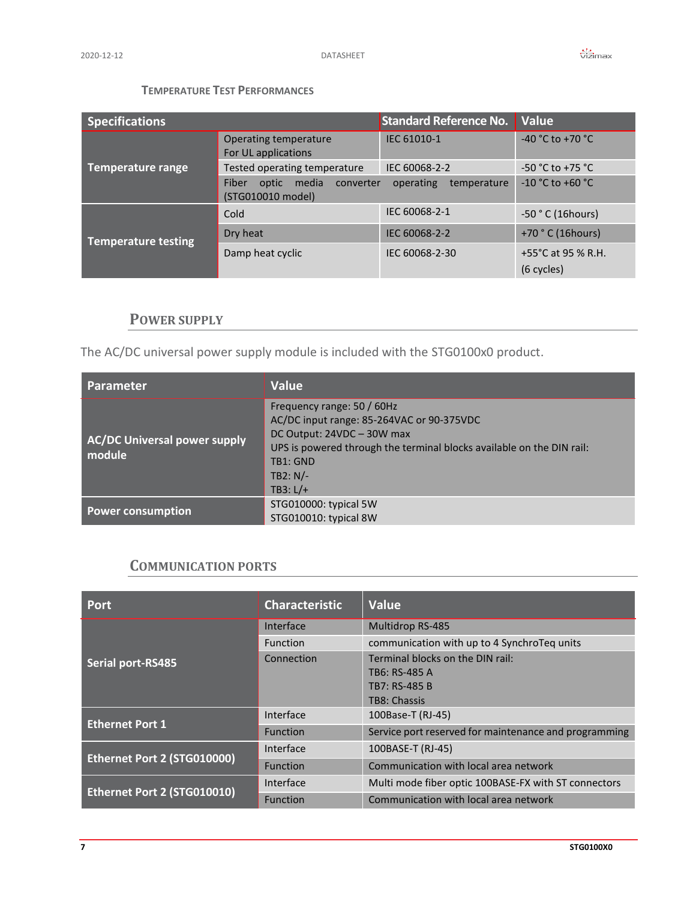### Temperature Test Performances

| Specifications | | Standard Reference No. | Value |
|---|---|---|---|
| Temperature range | Operating temperature For UL applications | IEC 61010-1 | -40 °C to +70 °C |
| | Tested operating temperature | IEC 60068-2-2 | -50 °C to +75 °C |
| | Fiber optic media converter operating temperature (STG010010 model) | | -10 °C to +60 °C |
| Temperature testing | Cold | IEC 60068-2-1 | -50 ° C (16hours) |
| | Dry heat | IEC 60068-2-2 | +70 ° C (16hours) |
| | Damp heat cyclic | IEC 60068-2-30 | +55°C at 95 % R.H. (6 cycles) |

## Power Supply

The AC/DC universal power supply module is included with the STG0100x0 product.

| Parameter | Value |
|---|---|
| AC/DC Universal power supply module | Frequency range: 50 / 60Hz<br>AC/DC input range: 85-264VAC or 90-375VDC<br>DC Output: 24VDC – 30W max<br>UPS is powered through the terminal blocks available on the DIN rail:<br>TB1: GND<br>TB2: N/-<br>TB3: L/+ |
| Power consumption | STG010000: typical 5W<br>STG010010: typical 8W |

## Communication Ports

| Port | Characteristic | Value |
|---|---|---|
| Serial port-RS485 | Interface | Multidrop RS-485 |
| | Function | communication with up to 4 SynchroTeq units |
| | Connection | Terminal blocks on the DIN rail:<br>TB6: RS-485 A<br>TB7: RS-485 B<br>TB8: Chassis |
| Ethernet Port 1 | Interface | 100Base-T (RJ-45) |
| | Function | Service port reserved for maintenance and programming |
| Ethernet Port 2 (STG010000) | Interface | 100BASE-T (RJ-45) |
| | Function | Communication with local area network |
| Ethernet Port 2 (STG010010) | Interface | Multi mode fiber optic 100BASE-FX with ST connectors |
| | Function | Communication with local area network |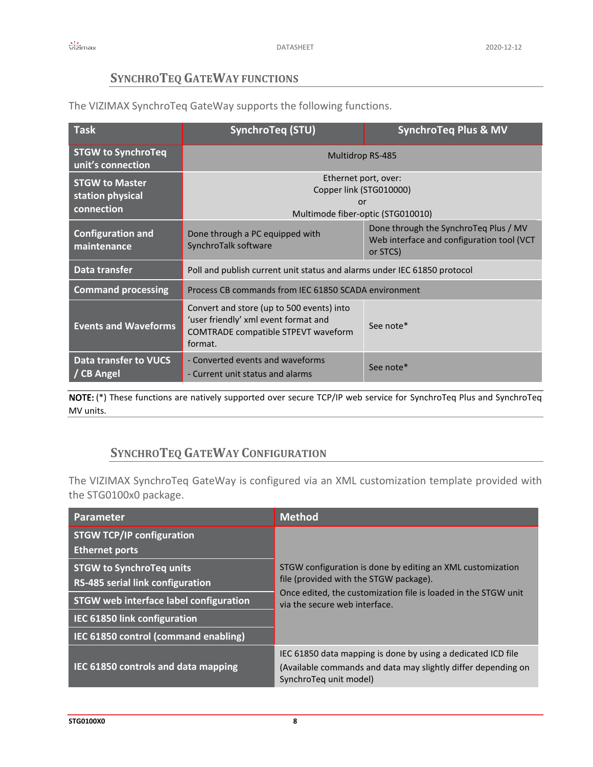## SynchroTeq GateWay functions

The VIZIMAX SynchroTeq GateWay supports the following functions.

| Task | SynchroTeq (STU) | SynchroTeq Plus & MV |
|---|---|---|
| **STGW to SynchroTeq unit's connection** | Multidrop RS-485 | |
| **STGW to Master station physical connection** | Ethernet port, over: Copper link (STG010000) or Multimode fiber-optic (STG010010) | |
| **Configuration and maintenance** | Done through a PC equipped with SynchroTalk software | Done through the SynchroTeq Plus / MV Web interface and configuration tool (VCT or STCS) |
| **Data transfer** | Poll and publish current unit status and alarms under IEC 61850 protocol | |
| **Command processing** | Process CB commands from IEC 61850 SCADA environment | |
| **Events and Waveforms** | Convert and store (up to 500 events) into 'user friendly' xml event format and COMTRADE compatible STPEVT waveform format. | See note* |
| **Data transfer to VUCS / CB Angel** | - Converted events and waveforms<br>- Current unit status and alarms | See note* |

**NOTE:** (*) These functions are natively supported over secure TCP/IP web service for SynchroTeq Plus and SynchroTeq MV units.

## SynchroTeq GateWay Configuration

The VIZIMAX SynchroTeq GateWay is configured via an XML customization template provided with the STG0100x0 package.

| Parameter | Method |
|---|---|
| **STGW TCP/IP configuration**<br>**Ethernet ports** | STGW configuration is done by editing an XML customization file (provided with the STGW package).<br>Once edited, the customization file is loaded in the STGW unit via the secure web interface. |
| **STGW to SynchroTeq units**<br>**RS-485 serial link configuration** | |
| **STGW web interface label configuration** | |
| **IEC 61850 link configuration** | |
| **IEC 61850 control (command enabling)** | |
| **IEC 61850 controls and data mapping** | IEC 61850 data mapping is done by using a dedicated ICD file (Available commands and data may slightly differ depending on SynchroTeq unit model) |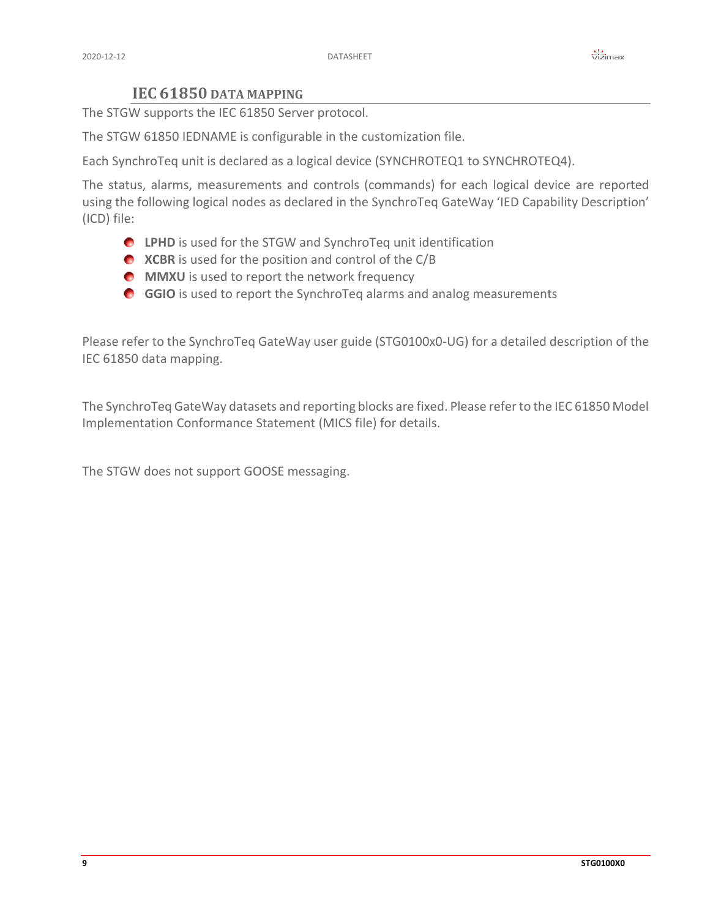## IEC 61850 DATA MAPPING

The STGW supports the IEC 61850 Server protocol.

The STGW 61850 IEDNAME is configurable in the customization file.

Each SynchroTeq unit is declared as a logical device (SYNCHROTEQ1 to SYNCHROTEQ4).

The status, alarms, measurements and controls (commands) for each logical device are reported using the following logical nodes as declared in the SynchroTeq GateWay 'IED Capability Description' (ICD) file:

- **LPHD** is used for the STGW and SynchroTeq unit identification
- **XCBR** is used for the position and control of the C/B
- **MMXU** is used to report the network frequency
- **GGIO** is used to report the SynchroTeq alarms and analog measurements

Please refer to the SynchroTeq GateWay user guide (STG0100x0-UG) for a detailed description of the IEC 61850 data mapping.

The SynchroTeq GateWay datasets and reporting blocks are fixed. Please refer to the IEC 61850 Model Implementation Conformance Statement (MICS file) for details.

The STGW does not support GOOSE messaging.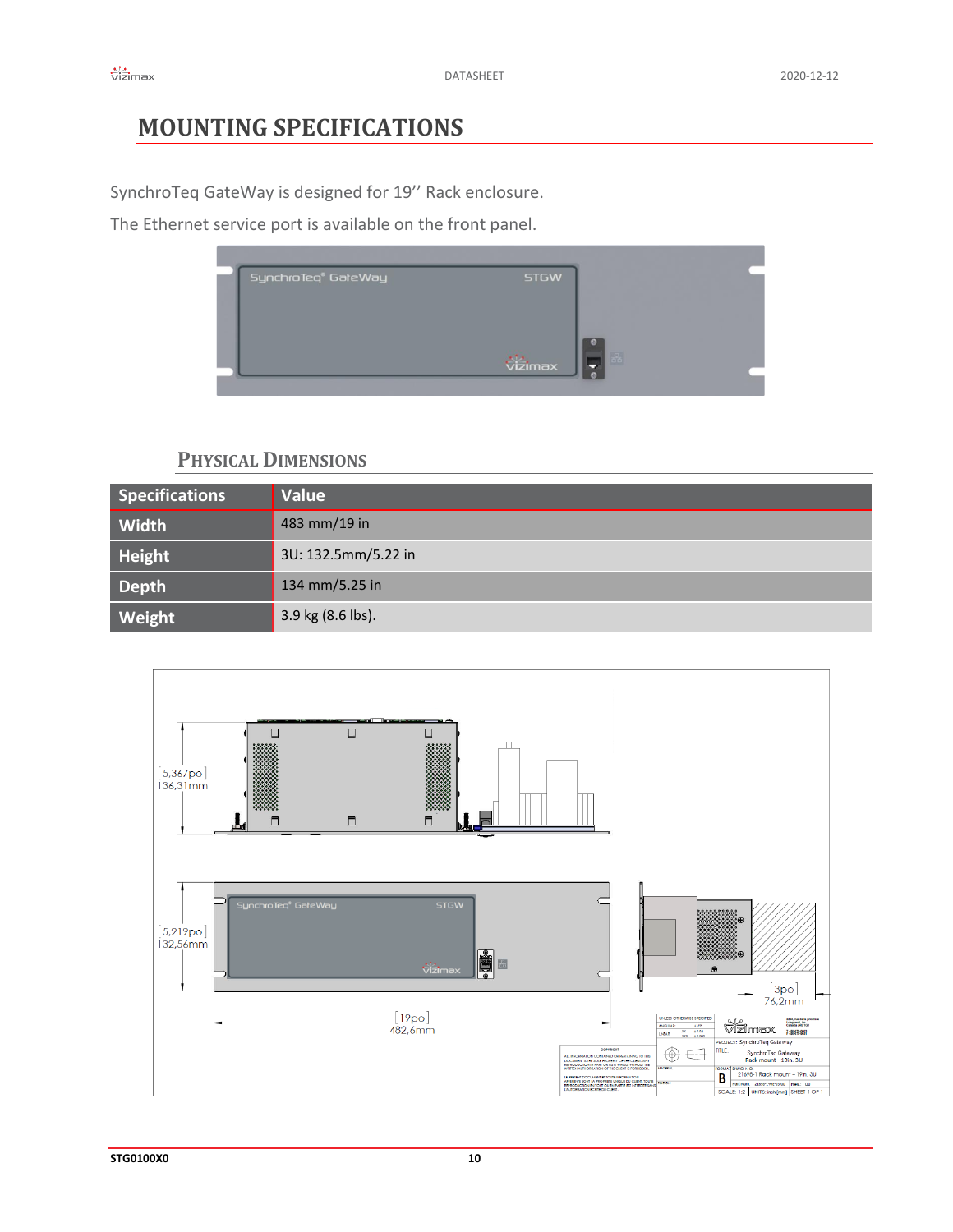# MOUNTING SPECIFICATIONS

SynchroTeq GateWay is designed for 19'' Rack enclosure.

The Ethernet service port is available on the front panel.

## PHYSICAL DIMENSIONS

| Specifications | Value |
|---|---|
| Width | 483 mm/19 in |
| Height | 3U: 132.5mm/5.22 in |
| Depth | 134 mm/5.25 in |
| Weight | 3.9 kg (8.6 lbs). |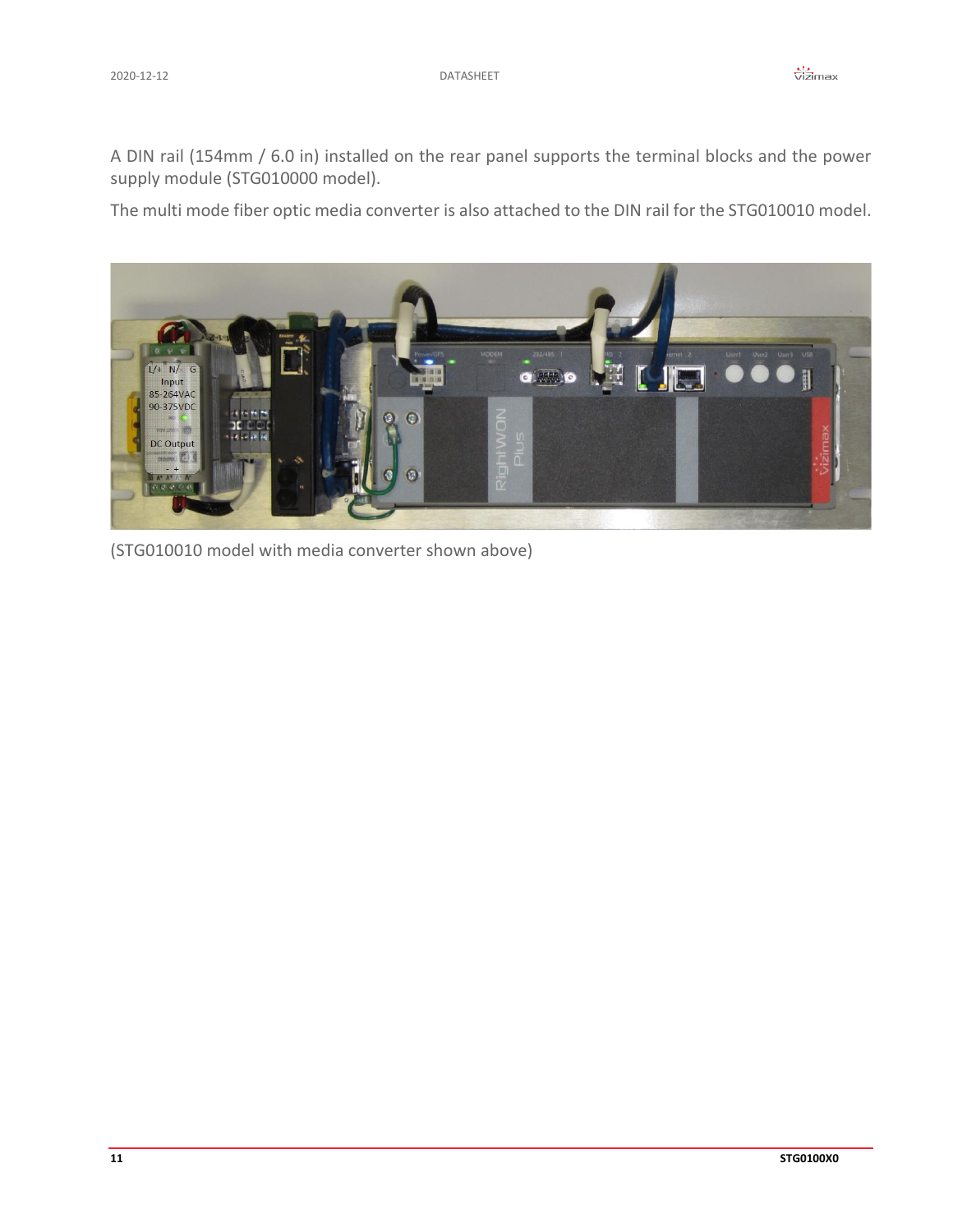A DIN rail (154mm / 6.0 in) installed on the rear panel supports the terminal blocks and the power supply module (STG010000 model).

The multi mode fiber optic media converter is also attached to the DIN rail for the STG010010 model.

(STG010010 model with media converter shown above)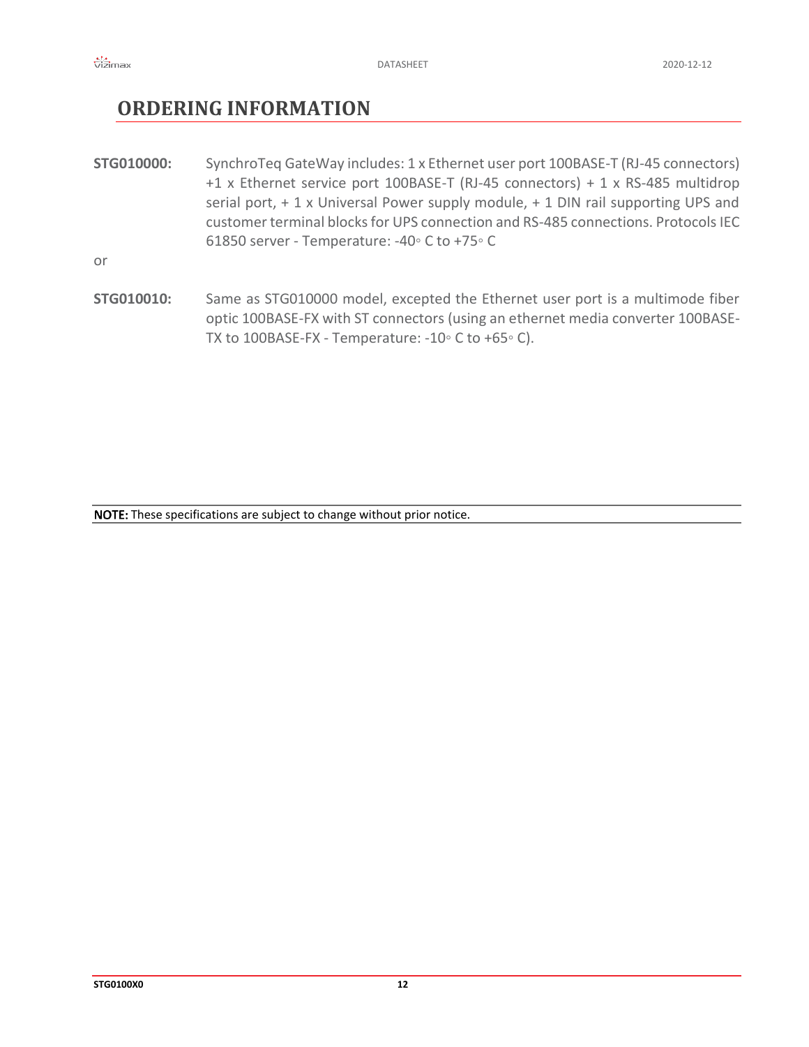# ORDERING INFORMATION

**STG010000:** SynchroTeq GateWay includes: 1 x Ethernet user port 100BASE-T (RJ-45 connectors) +1 x Ethernet service port 100BASE-T (RJ-45 connectors) + 1 x RS-485 multidrop serial port, + 1 x Universal Power supply module, + 1 DIN rail supporting UPS and customer terminal blocks for UPS connection and RS-485 connections. Protocols IEC 61850 server - Temperature: -40◦ C to +75◦ C

or

**STG010010:** Same as STG010000 model, excepted the Ethernet user port is a multimode fiber optic 100BASE-FX with ST connectors (using an ethernet media converter 100BASE-TX to 100BASE-FX - Temperature: -10◦ C to +65◦ C).

**NOTE:** These specifications are subject to change without prior notice.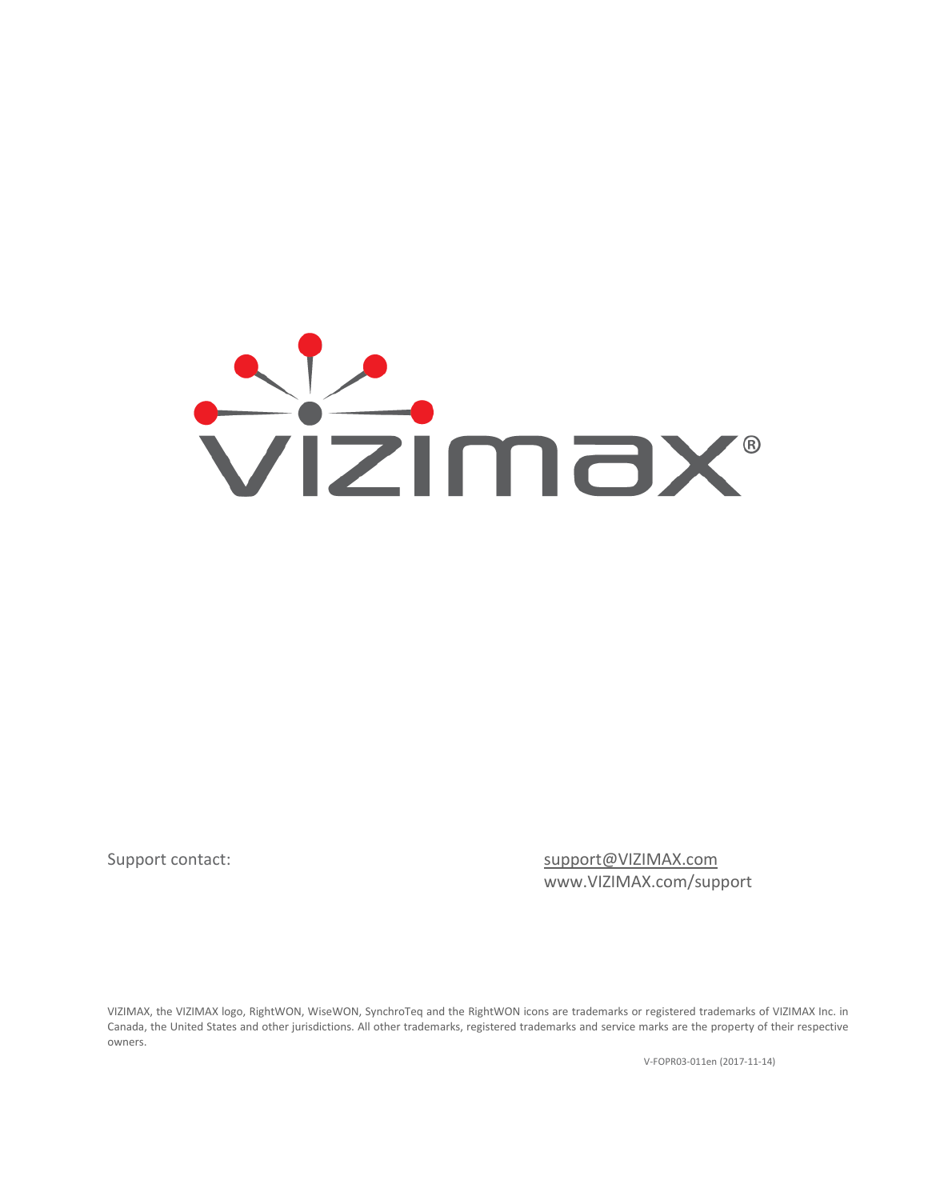Support contact: support@VIZIMAX.com
www.VIZIMAX.com/support

VIZIMAX, the VIZIMAX logo, RightWON, WiseWON, SynchroTeq and the RightWON icons are trademarks or registered trademarks of VIZIMAX Inc. in Canada, the United States and other jurisdictions. All other trademarks, registered trademarks and service marks are the property of their respective owners.

V-FOPR03-011en (2017-11-14)